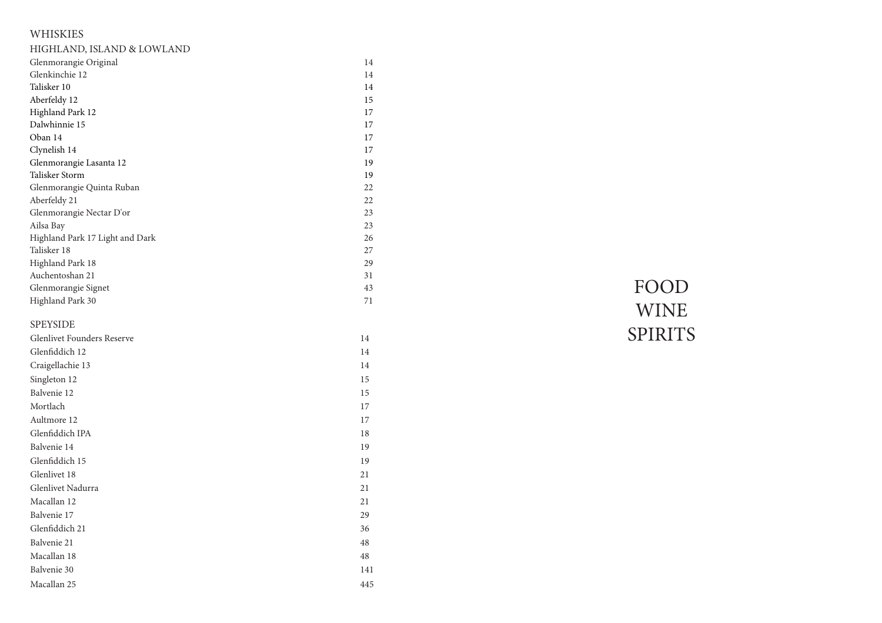# WHISKIES

## HIGHLAND, ISLAND & LOWLAND

| | |
|---|---|
| Glenmorangie Original | 14 |
| Glenkinchie 12 | 14 |
| Talisker 10 | 14 |
| Aberfeldy 12 | 15 |
| Highland Park 12 | 17 |
| Dalwhinnie 15 | 17 |
| Oban 14 | 17 |
| Clynelish 14 | 17 |
| Glenmorangie Lasanta 12 | 19 |
| Talisker Storm | 19 |
| Glenmorangie Quinta Ruban | 22 |
| Aberfeldy 21 | 22 |
| Glenmorangie Nectar D'or | 23 |
| Ailsa Bay | 23 |
| Highland Park 17 Light and Dark | 26 |
| Talisker 18 | 27 |
| Highland Park 18 | 29 |
| Auchentoshan 21 | 31 |
| Glenmorangie Signet | 43 |
| Highland Park 30 | 71 |

## SPEYSIDE

| | |
|---|---|
| Glenlivet Founders Reserve | 14 |
| Glenfiddich 12 | 14 |
| Craigellachie 13 | 14 |
| Singleton 12 | 15 |
| Balvenie 12 | 15 |
| Mortlach | 17 |
| Aultmore 12 | 17 |
| Glenfiddich IPA | 18 |
| Balvenie 14 | 19 |
| Glenfiddich 15 | 19 |
| Glenlivet 18 | 21 |
| Glenlivet Nadurra | 21 |
| Macallan 12 | 21 |
| Balvenie 17 | 29 |
| Glenfiddich 21 | 36 |
| Balvenie 21 | 48 |
| Macallan 18 | 48 |
| Balvenie 30 | 141 |
| Macallan 25 | 445 |

# FOOD
# WINE
# SPIRITS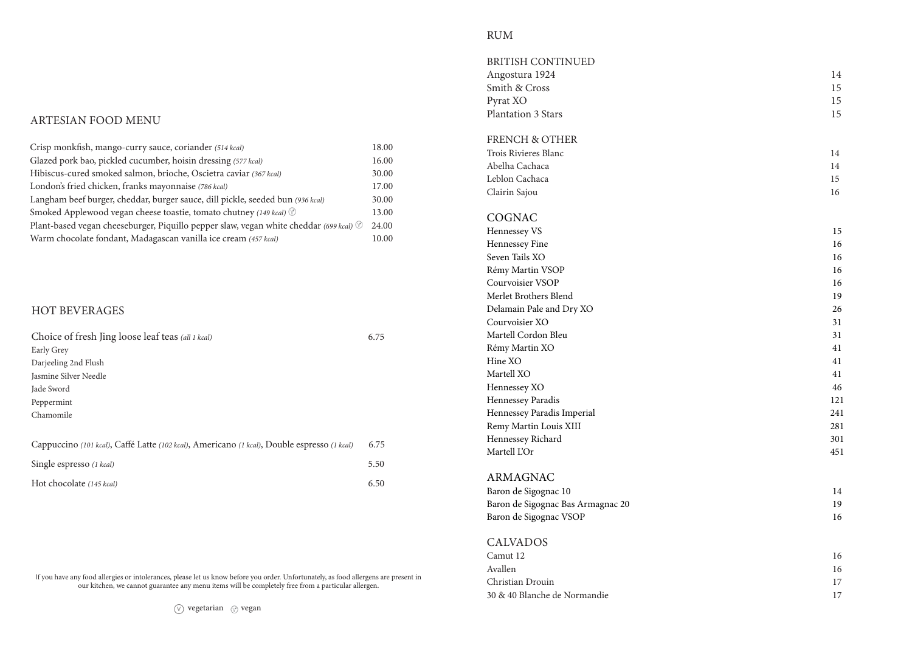## ARTESIAN FOOD MENU

| Item | Price |
|---|---|
| Crisp monkfish, mango-curry sauce, coriander *(514 kcal)* | 18.00 |
| Glazed pork bao, pickled cucumber, hoisin dressing *(577 kcal)* | 16.00 |
| Hibiscus-cured smoked salmon, brioche, Oscietra caviar *(367 kcal)* | 30.00 |
| London's fried chicken, franks mayonnaise *(786 kcal)* | 17.00 |
| Langham beef burger, cheddar, burger sauce, dill pickle, seeded bun *(936 kcal)* | 30.00 |
| Smoked Applewood vegan cheese toastie, tomato chutney *(149 kcal)* (vegan) | 13.00 |
| Plant-based vegan cheeseburger, Piquillo pepper slaw, vegan white cheddar *(699 kcal)* (vegan) | 24.00 |
| Warm chocolate fondant, Madagascan vanilla ice cream *(457 kcal)* | 10.00 |

## HOT BEVERAGES

| Item | Price |
|---|---|
| Choice of fresh Jing loose leaf teas *(all 1 kcal)* | 6.75 |
| Early Grey | |
| Darjeeling 2nd Flush | |
| Jasmine Silver Needle | |
| Jade Sword | |
| Peppermint | |
| Chamomile | |
| Cappuccino *(101 kcal)*, Caffé Latte *(102 kcal)*, Americano *(1 kcal)*, Double espresso *(1 kcal)* | 6.75 |
| Single espresso *(1 kcal)* | 5.50 |
| Hot chocolate *(145 kcal)* | 6.50 |

If you have any food allergies or intolerances, please let us know before you order. Unfortunately, as food allergens are present in our kitchen, we cannot guarantee any menu items will be completely free from a particular allergen.

(V) vegetarian (vegan symbol) vegan

## RUM

### BRITISH CONTINUED

| Item | Price |
|---|---|
| Angostura 1924 | 14 |
| Smith & Cross | 15 |
| Pyrat XO | 15 |
| Plantation 3 Stars | 15 |

### FRENCH & OTHER

| Item | Price |
|---|---|
| Trois Rivieres Blanc | 14 |
| Abelha Cachaca | 14 |
| Leblon Cachaca | 15 |
| Clairin Sajou | 16 |

## COGNAC

| Item | Price |
|---|---|
| Hennessey VS | 15 |
| Hennessey Fine | 16 |
| Seven Tails XO | 16 |
| Rémy Martin VSOP | 16 |
| Courvoisier VSOP | 16 |
| Merlet Brothers Blend | 19 |
| Delamain Pale and Dry XO | 26 |
| Courvoisier XO | 31 |
| Martell Cordon Bleu | 31 |
| Rémy Martin XO | 41 |
| Hine XO | 41 |
| Martell XO | 41 |
| Hennessey XO | 46 |
| Hennessey Paradis | 121 |
| Hennessey Paradis Imperial | 241 |
| Remy Martin Louis XIII | 281 |
| Hennessey Richard | 301 |
| Martell L'Or | 451 |

## ARMAGNAC

| Item | Price |
|---|---|
| Baron de Sigognac 10 | 14 |
| Baron de Sigognac Bas Armagnac 20 | 19 |
| Baron de Sigognac VSOP | 16 |

## CALVADOS

| Item | Price |
|---|---|
| Camut 12 | 16 |
| Avallen | 16 |
| Christian Drouin | 17 |
| 30 & 40 Blanche de Normandie | 17 |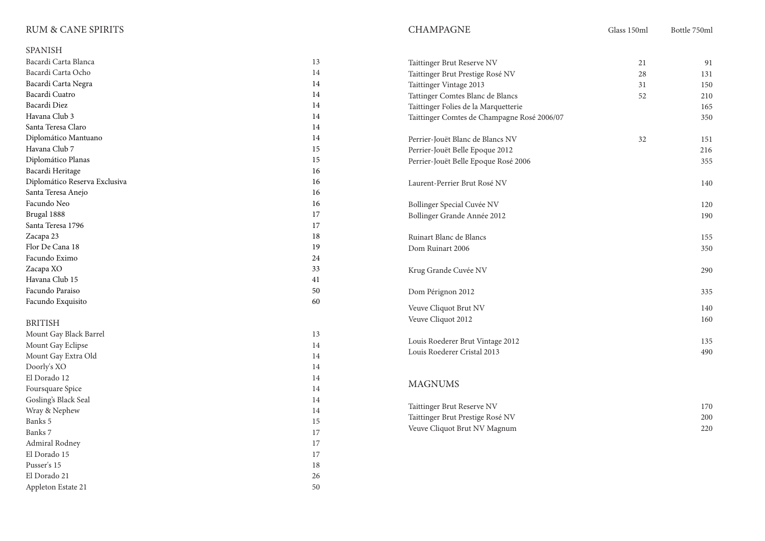# RUM & CANE SPIRITS

## SPANISH

| | |
|---|---|
| Bacardi Carta Blanca | 13 |
| Bacardi Carta Ocho | 14 |
| Bacardi Carta Negra | 14 |
| Bacardi Cuatro | 14 |
| Bacardi Diez | 14 |
| Havana Club 3 | 14 |
| Santa Teresa Claro | 14 |
| Diplomático Mantuano | 14 |
| Havana Club 7 | 15 |
| Diplomático Planas | 15 |
| Bacardi Heritage | 16 |
| Diplomático Reserva Exclusiva | 16 |
| Santa Teresa Anejo | 16 |
| Facundo Neo | 16 |
| Brugal 1888 | 17 |
| Santa Teresa 1796 | 17 |
| Zacapa 23 | 18 |
| Flor De Cana 18 | 19 |
| Facundo Eximo | 24 |
| Zacapa XO | 33 |
| Havana Club 15 | 41 |
| Facundo Paraiso | 50 |
| Facundo Exquisito | 60 |

## BRITISH

| | |
|---|---|
| Mount Gay Black Barrel | 13 |
| Mount Gay Eclipse | 14 |
| Mount Gay Extra Old | 14 |
| Doorly's XO | 14 |
| El Dorado 12 | 14 |
| Foursquare Spice | 14 |
| Gosling's Black Seal | 14 |
| Wray & Nephew | 14 |
| Banks 5 | 15 |
| Banks 7 | 17 |
| Admiral Rodney | 17 |
| El Dorado 15 | 17 |
| Pusser's 15 | 18 |
| El Dorado 21 | 26 |
| Appleton Estate 21 | 50 |

# CHAMPAGNE

| | Glass 150ml | Bottle 750ml |
|---|---|---|
| Taittinger Brut Reserve NV | 21 | 91 |
| Taittinger Brut Prestige Rosé NV | 28 | 131 |
| Taittinger Vintage 2013 | 31 | 150 |
| Tattinger Comtes Blanc de Blancs | 52 | 210 |
| Taittinger Folies de la Marquetterie | | 165 |
| Taittinger Comtes de Champagne Rosé 2006/07 | | 350 |
| Perrier-Jouët Blanc de Blancs NV | 32 | 151 |
| Perrier-Jouët Belle Epoque 2012 | | 216 |
| Perrier-Jouët Belle Epoque Rosé 2006 | | 355 |
| Laurent-Perrier Brut Rosé NV | | 140 |
| Bollinger Special Cuvée NV | | 120 |
| Bollinger Grande Année 2012 | | 190 |
| Ruinart Blanc de Blancs | | 155 |
| Dom Ruinart 2006 | | 350 |
| Krug Grande Cuvée NV | | 290 |
| Dom Pérignon 2012 | | 335 |
| Veuve Cliquot Brut NV | | 140 |
| Veuve Cliquot 2012 | | 160 |
| Louis Roederer Brut Vintage 2012 | | 135 |
| Louis Roederer Cristal 2013 | | 490 |

# MAGNUMS

| | |
|---|---|
| Taittinger Brut Reserve NV | 170 |
| Taittinger Brut Prestige Rosé NV | 200 |
| Veuve Cliquot Brut NV Magnum | 220 |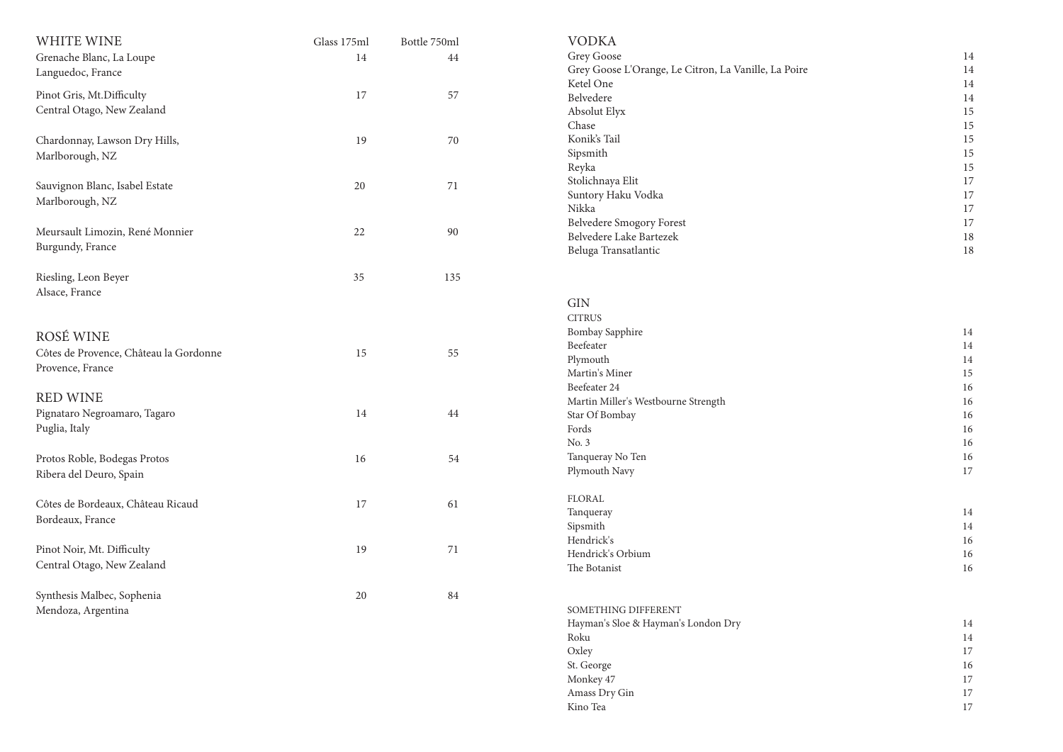## WHITE WINE

| | Glass 175ml | Bottle 750ml |
|---|---|---|
| Grenache Blanc, La Loupe<br>Languedoc, France | 14 | 44 |
| Pinot Gris, Mt.Difficulty<br>Central Otago, New Zealand | 17 | 57 |
| Chardonnay, Lawson Dry Hills,<br>Marlborough, NZ | 19 | 70 |
| Sauvignon Blanc, Isabel Estate<br>Marlborough, NZ | 20 | 71 |
| Meursault Limozin, René Monnier<br>Burgundy, France | 22 | 90 |
| Riesling, Leon Beyer<br>Alsace, France | 35 | 135 |

## ROSÉ WINE

| | | |
|---|---|---|
| Côtes de Provence, Château la Gordonne<br>Provence, France | 15 | 55 |

## RED WINE

| | | |
|---|---|---|
| Pignataro Negroamaro, Tagaro<br>Puglia, Italy | 14 | 44 |
| Protos Roble, Bodegas Protos<br>Ribera del Deuro, Spain | 16 | 54 |
| Côtes de Bordeaux, Château Ricaud<br>Bordeaux, France | 17 | 61 |
| Pinot Noir, Mt. Difficulty<br>Central Otago, New Zealand | 19 | 71 |
| Synthesis Malbec, Sophenia<br>Mendoza, Argentina | 20 | 84 |

## VODKA

| | |
|---|---|
| Grey Goose | 14 |
| Grey Goose L'Orange, Le Citron, La Vanille, La Poire | 14 |
| Ketel One | 14 |
| Belvedere | 14 |
| Absolut Elyx | 15 |
| Chase | 15 |
| Konik's Tail | 15 |
| Sipsmith | 15 |
| Reyka | 15 |
| Stolichnaya Elit | 17 |
| Suntory Haku Vodka | 17 |
| Nikka | 17 |
| Belvedere Smogory Forest | 17 |
| Belvedere Lake Bartezek | 18 |
| Beluga Transatlantic | 18 |

## GIN

### CITRUS

| | |
|---|---|
| Bombay Sapphire | 14 |
| Beefeater | 14 |
| Plymouth | 14 |
| Martin's Miner | 15 |
| Beefeater 24 | 16 |
| Martin Miller's Westbourne Strength | 16 |
| Star Of Bombay | 16 |
| Fords | 16 |
| No. 3 | 16 |
| Tanqueray No Ten | 16 |
| Plymouth Navy | 17 |

### FLORAL

| | |
|---|---|
| Tanqueray | 14 |
| Sipsmith | 14 |
| Hendrick's | 16 |
| Hendrick's Orbium | 16 |
| The Botanist | 16 |

### SOMETHING DIFFERENT

| | |
|---|---|
| Hayman's Sloe & Hayman's London Dry | 14 |
| Roku | 14 |
| Oxley | 17 |
| St. George | 16 |
| Monkey 47 | 17 |
| Amass Dry Gin | 17 |
| Kino Tea | 17 |